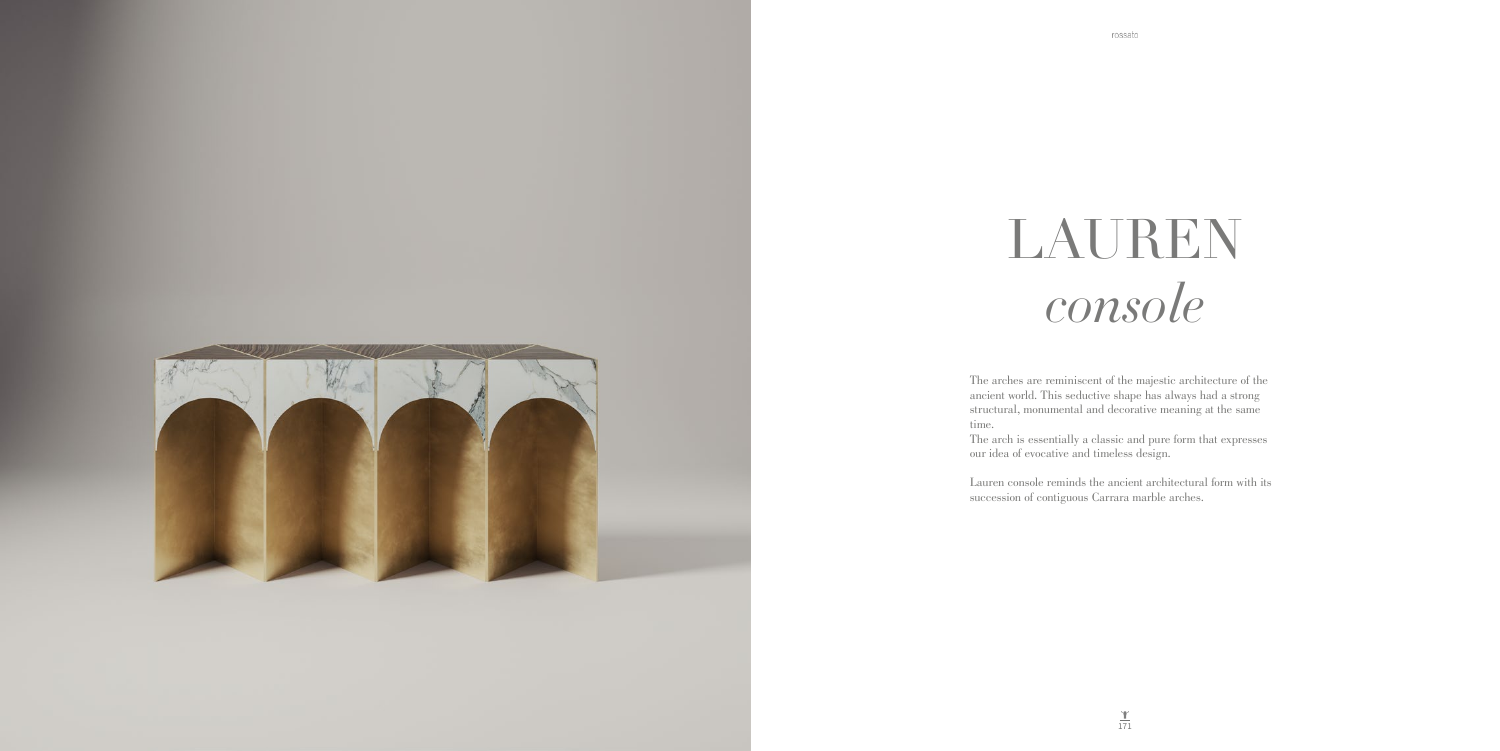# LAUREN

*console*

The arches are reminiscent of the majestic architecture of the ancient world. This seductive shape has always had a strong structural, monumental and decorative meaning at the same time.

The arch is essentially a classic and pure form that expresses our idea of evocative and timeless design.

Lauren console reminds the ancient architectural form with its succession of contiguous Carrara marble arches.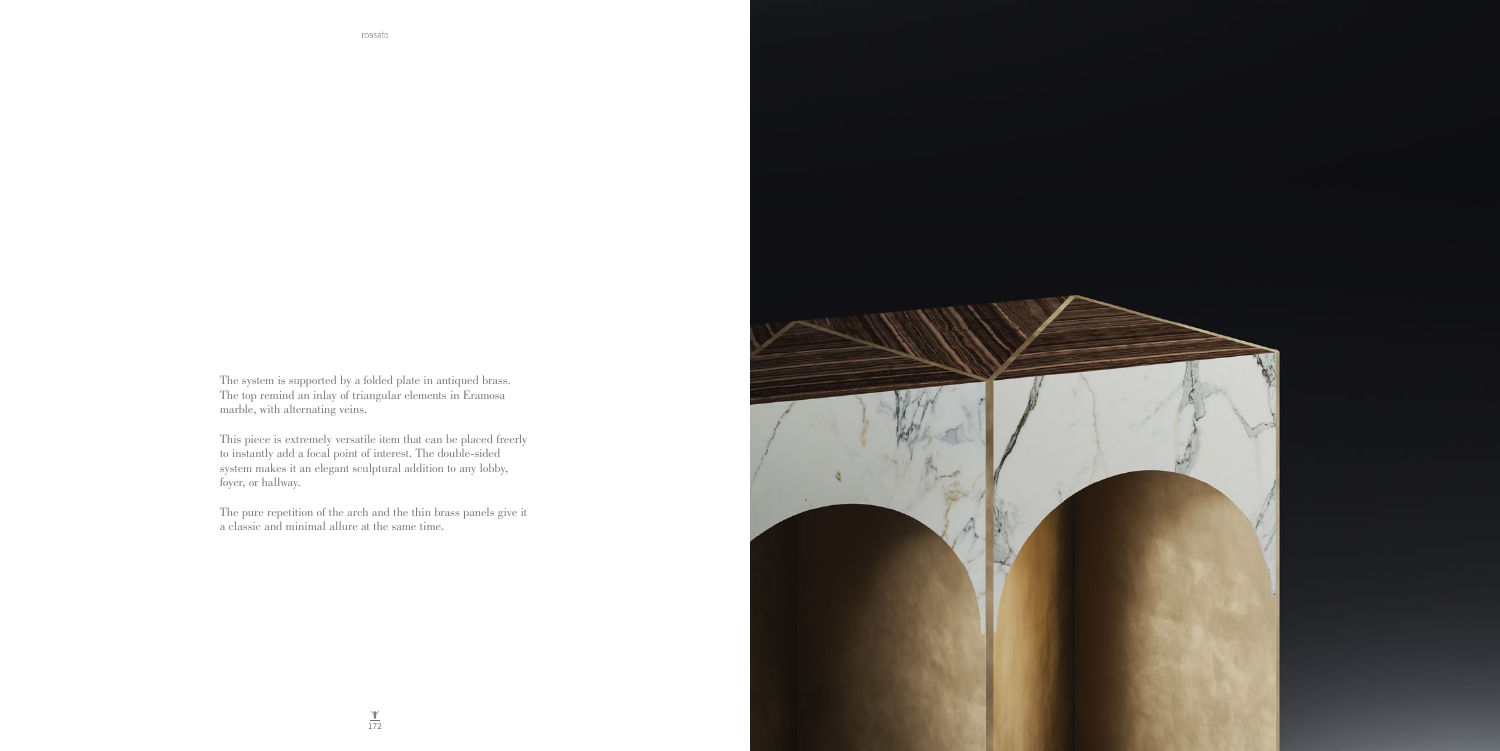The system is supported by a folded plate in antiqued brass. The top remind an inlay of triangular elements in Eramosa marble, with alternating veins.

This piece is extremely versatile item that can be placed freerly to instantly add a focal point of interest. The double-sided system makes it an elegant sculptural addition to any lobby, foyer, or hallway.

The pure repetition of the arch and the thin brass panels give it a classic and minimal allure at the same time.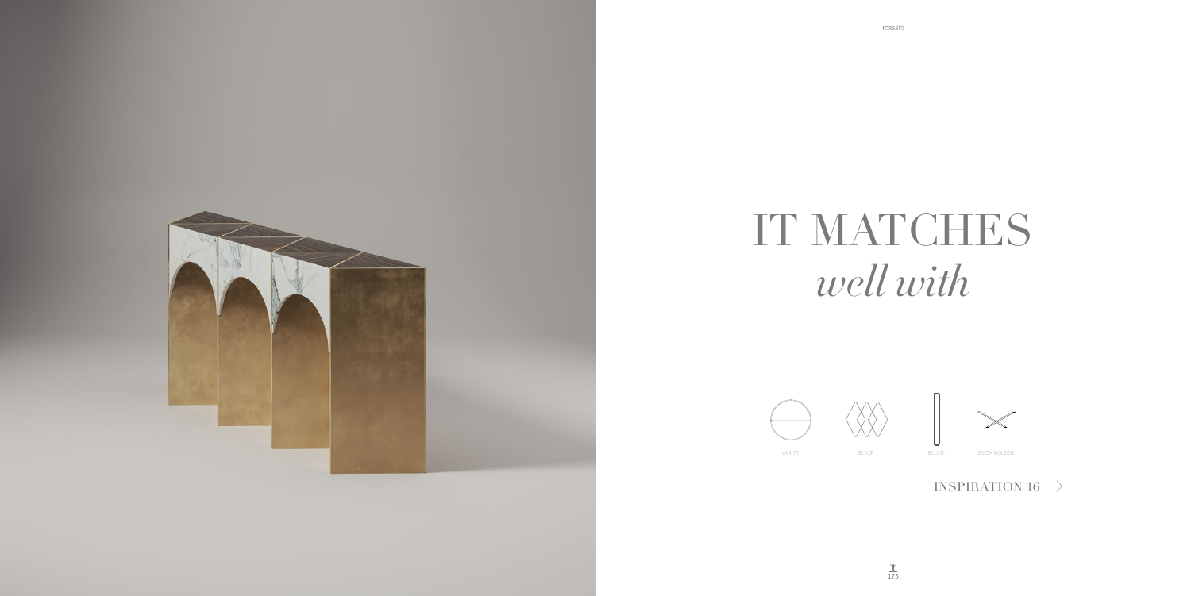# IT MATCHES
# *well with*

VANITY BLAZE ELLIOT BOOKHOLDER

INSPIRATION 16 →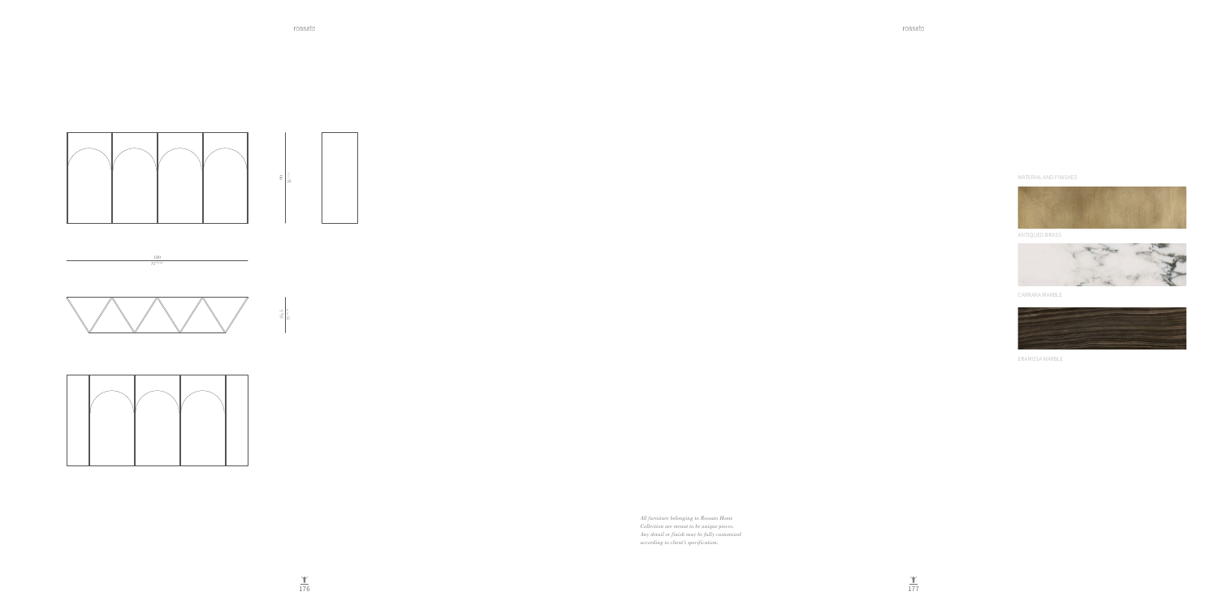100
39 3/8

90
35 3/7

35,5
13 7/8

MATERIAL AND FINISHES

ANTIQUED BRASS

CARRARA MARBLE

ERAMOSA MARBLE

*All furniture belonging to Rossato Home Collection are meant to be unique pieces. Any detail or finish may be fully customized according to client's specification.*